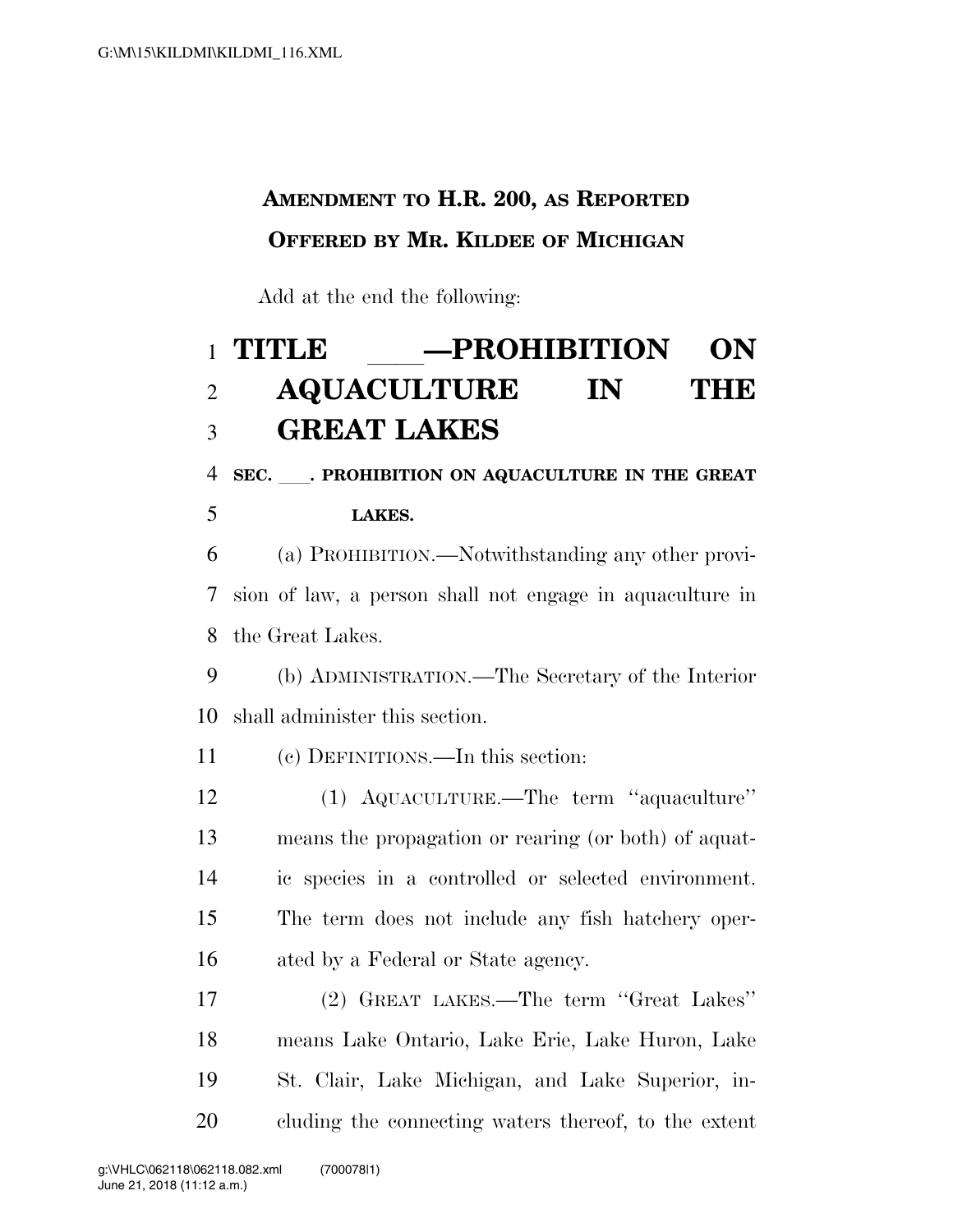**AMENDMENT TO H.R. 200, AS REPORTED**
**OFFERED BY MR. KILDEE OF MICHIGAN**

Add at the end the following:

# TITLE ___—PROHIBITION ON AQUACULTURE IN THE GREAT LAKES

**SEC. ___. PROHIBITION ON AQUACULTURE IN THE GREAT LAKES.**

(a) PROHIBITION.—Notwithstanding any other provision of law, a person shall not engage in aquaculture in the Great Lakes.

(b) ADMINISTRATION.—The Secretary of the Interior shall administer this section.

(c) DEFINITIONS.—In this section:

(1) AQUACULTURE.—The term "aquaculture" means the propagation or rearing (or both) of aquatic species in a controlled or selected environment. The term does not include any fish hatchery operated by a Federal or State agency.

(2) GREAT LAKES.—The term "Great Lakes" means Lake Ontario, Lake Erie, Lake Huron, Lake St. Clair, Lake Michigan, and Lake Superior, including the connecting waters thereof, to the extent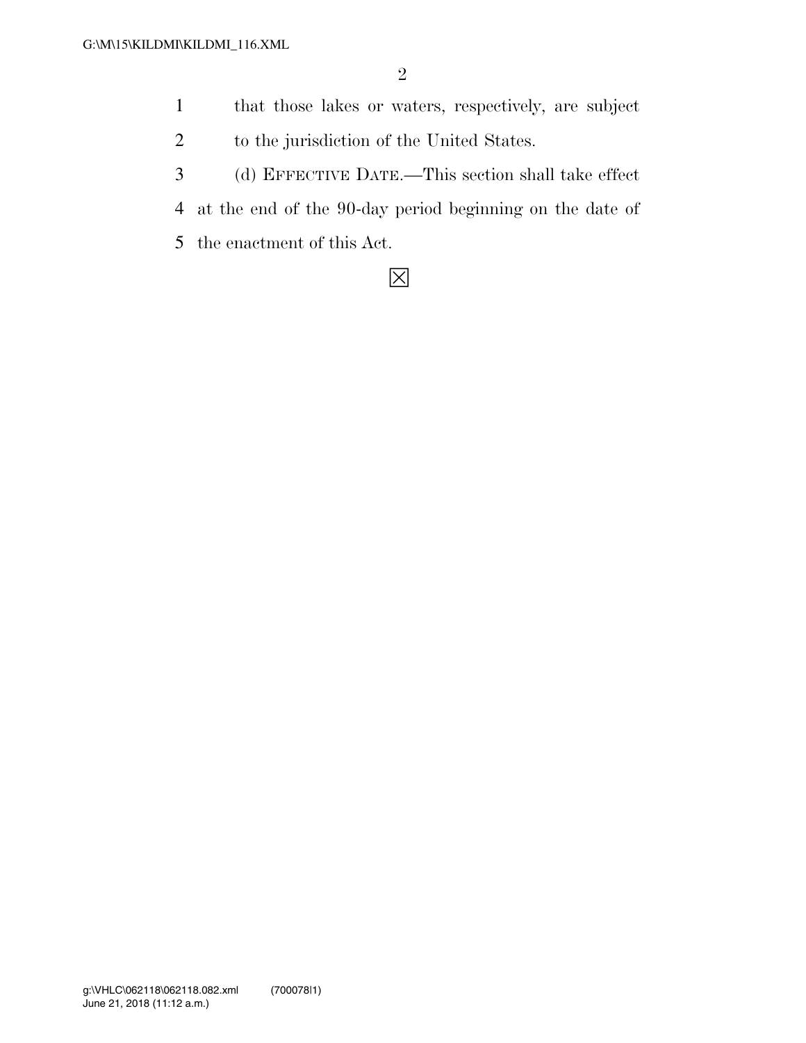that those lakes or waters, respectively, are subject to the jurisdiction of the United States.

(d) EFFECTIVE DATE.—This section shall take effect at the end of the 90-day period beginning on the date of the enactment of this Act.